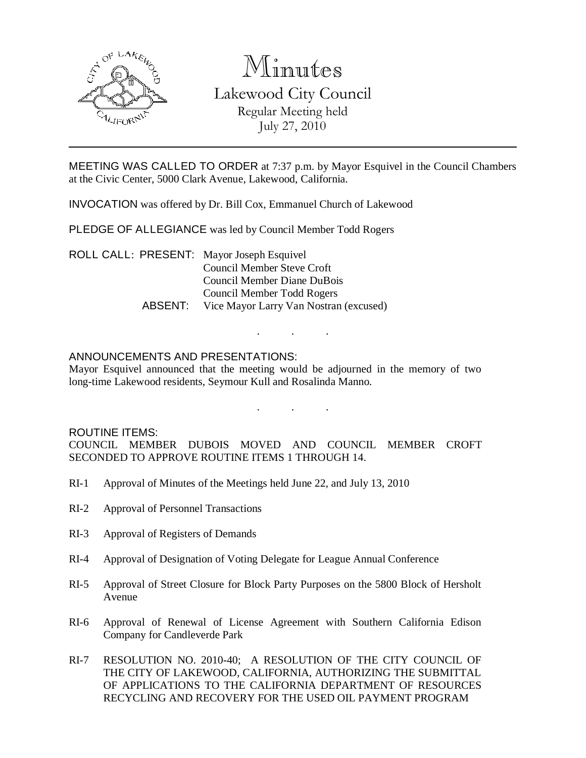# Minutes

## Lakewood City Council

Regular Meeting held
July 27, 2010

---

MEETING WAS CALLED TO ORDER at 7:37 p.m. by Mayor Esquivel in the Council Chambers at the Civic Center, 5000 Clark Avenue, Lakewood, California.

INVOCATION was offered by Dr. Bill Cox, Emmanuel Church of Lakewood

PLEDGE OF ALLEGIANCE was led by Council Member Todd Rogers

ROLL CALL: PRESENT: Mayor Joseph Esquivel
Council Member Steve Croft
Council Member Diane DuBois
Council Member Todd Rogers
ABSENT: Vice Mayor Larry Van Nostran (excused)

. . .

ANNOUNCEMENTS AND PRESENTATIONS:
Mayor Esquivel announced that the meeting would be adjourned in the memory of two long-time Lakewood residents, Seymour Kull and Rosalinda Manno.

. . .

ROUTINE ITEMS:
COUNCIL MEMBER DUBOIS MOVED AND COUNCIL MEMBER CROFT SECONDED TO APPROVE ROUTINE ITEMS 1 THROUGH 14.

RI-1 Approval of Minutes of the Meetings held June 22, and July 13, 2010

RI-2 Approval of Personnel Transactions

RI-3 Approval of Registers of Demands

RI-4 Approval of Designation of Voting Delegate for League Annual Conference

RI-5 Approval of Street Closure for Block Party Purposes on the 5800 Block of Hersholt Avenue

RI-6 Approval of Renewal of License Agreement with Southern California Edison Company for Candleverde Park

RI-7 RESOLUTION NO. 2010-40; A RESOLUTION OF THE CITY COUNCIL OF THE CITY OF LAKEWOOD, CALIFORNIA, AUTHORIZING THE SUBMITTAL OF APPLICATIONS TO THE CALIFORNIA DEPARTMENT OF RESOURCES RECYCLING AND RECOVERY FOR THE USED OIL PAYMENT PROGRAM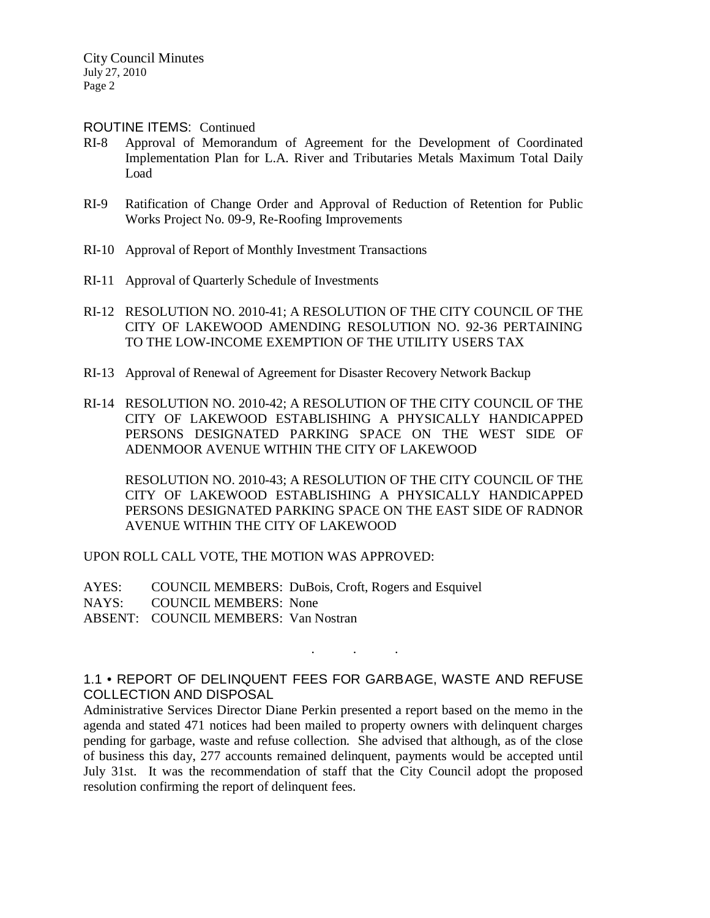ROUTINE ITEMS: Continued

RI-8 Approval of Memorandum of Agreement for the Development of Coordinated Implementation Plan for L.A. River and Tributaries Metals Maximum Total Daily Load

RI-9 Ratification of Change Order and Approval of Reduction of Retention for Public Works Project No. 09-9, Re-Roofing Improvements

RI-10 Approval of Report of Monthly Investment Transactions

RI-11 Approval of Quarterly Schedule of Investments

RI-12 RESOLUTION NO. 2010-41; A RESOLUTION OF THE CITY COUNCIL OF THE CITY OF LAKEWOOD AMENDING RESOLUTION NO. 92-36 PERTAINING TO THE LOW-INCOME EXEMPTION OF THE UTILITY USERS TAX

RI-13 Approval of Renewal of Agreement for Disaster Recovery Network Backup

RI-14 RESOLUTION NO. 2010-42; A RESOLUTION OF THE CITY COUNCIL OF THE CITY OF LAKEWOOD ESTABLISHING A PHYSICALLY HANDICAPPED PERSONS DESIGNATED PARKING SPACE ON THE WEST SIDE OF ADENMOOR AVENUE WITHIN THE CITY OF LAKEWOOD

RESOLUTION NO. 2010-43; A RESOLUTION OF THE CITY COUNCIL OF THE CITY OF LAKEWOOD ESTABLISHING A PHYSICALLY HANDICAPPED PERSONS DESIGNATED PARKING SPACE ON THE EAST SIDE OF RADNOR AVENUE WITHIN THE CITY OF LAKEWOOD

UPON ROLL CALL VOTE, THE MOTION WAS APPROVED:

AYES: COUNCIL MEMBERS: DuBois, Croft, Rogers and Esquivel
NAYS: COUNCIL MEMBERS: None
ABSENT: COUNCIL MEMBERS: Van Nostran

. . .

1.1 • REPORT OF DELINQUENT FEES FOR GARBAGE, WASTE AND REFUSE COLLECTION AND DISPOSAL

Administrative Services Director Diane Perkin presented a report based on the memo in the agenda and stated 471 notices had been mailed to property owners with delinquent charges pending for garbage, waste and refuse collection. She advised that although, as of the close of business this day, 277 accounts remained delinquent, payments would be accepted until July 31st. It was the recommendation of staff that the City Council adopt the proposed resolution confirming the report of delinquent fees.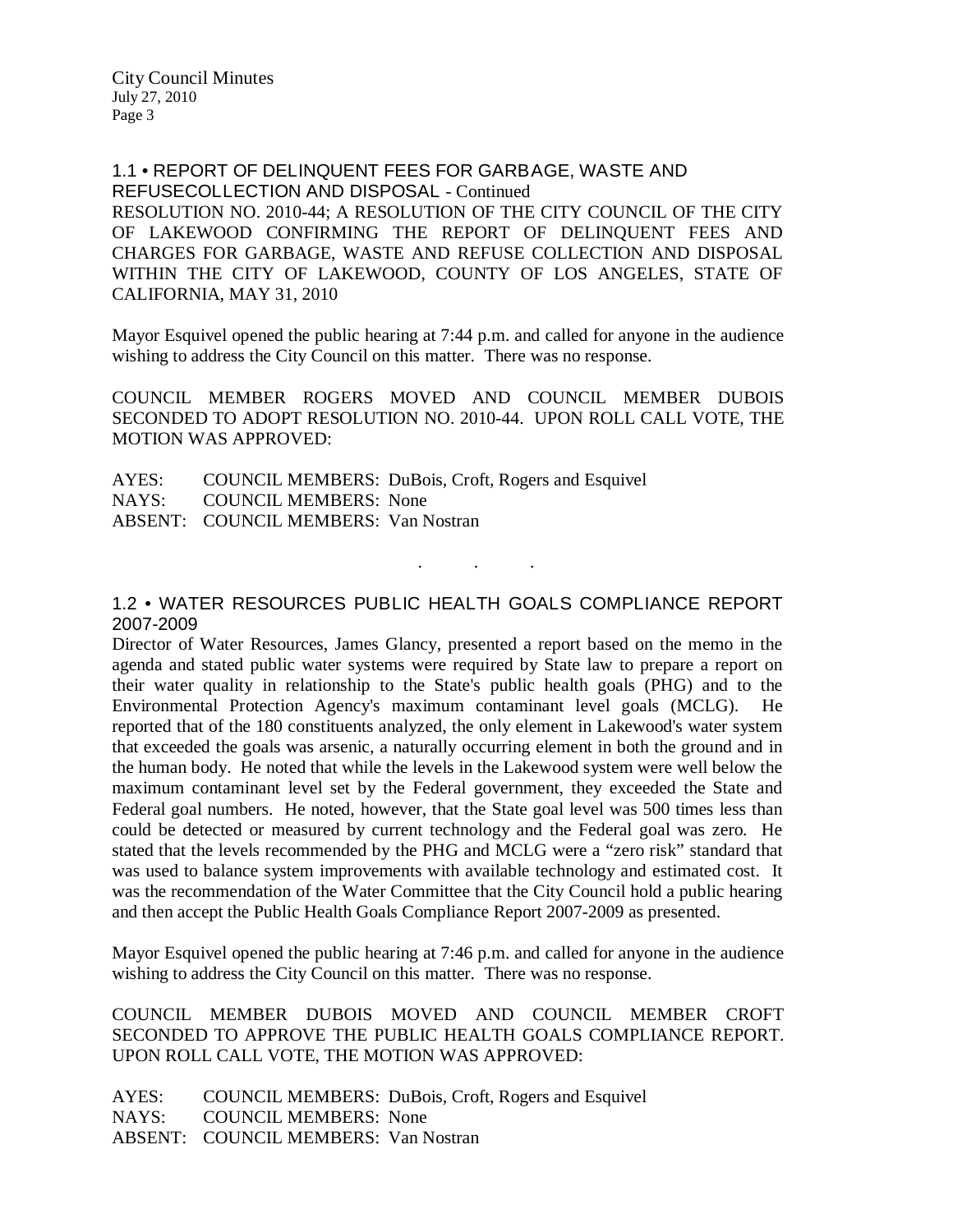## 1.1 • REPORT OF DELINQUENT FEES FOR GARBAGE, WASTE AND REFUSECOLLECTION AND DISPOSAL - Continued

RESOLUTION NO. 2010-44; A RESOLUTION OF THE CITY COUNCIL OF THE CITY OF LAKEWOOD CONFIRMING THE REPORT OF DELINQUENT FEES AND CHARGES FOR GARBAGE, WASTE AND REFUSE COLLECTION AND DISPOSAL WITHIN THE CITY OF LAKEWOOD, COUNTY OF LOS ANGELES, STATE OF CALIFORNIA, MAY 31, 2010

Mayor Esquivel opened the public hearing at 7:44 p.m. and called for anyone in the audience wishing to address the City Council on this matter. There was no response.

COUNCIL MEMBER ROGERS MOVED AND COUNCIL MEMBER DUBOIS SECONDED TO ADOPT RESOLUTION NO. 2010-44. UPON ROLL CALL VOTE, THE MOTION WAS APPROVED:

AYES: COUNCIL MEMBERS: DuBois, Croft, Rogers and Esquivel
NAYS: COUNCIL MEMBERS: None
ABSENT: COUNCIL MEMBERS: Van Nostran

. . .

## 1.2 • WATER RESOURCES PUBLIC HEALTH GOALS COMPLIANCE REPORT 2007-2009

Director of Water Resources, James Glancy, presented a report based on the memo in the agenda and stated public water systems were required by State law to prepare a report on their water quality in relationship to the State's public health goals (PHG) and to the Environmental Protection Agency's maximum contaminant level goals (MCLG). He reported that of the 180 constituents analyzed, the only element in Lakewood's water system that exceeded the goals was arsenic, a naturally occurring element in both the ground and in the human body. He noted that while the levels in the Lakewood system were well below the maximum contaminant level set by the Federal government, they exceeded the State and Federal goal numbers. He noted, however, that the State goal level was 500 times less than could be detected or measured by current technology and the Federal goal was zero. He stated that the levels recommended by the PHG and MCLG were a "zero risk" standard that was used to balance system improvements with available technology and estimated cost. It was the recommendation of the Water Committee that the City Council hold a public hearing and then accept the Public Health Goals Compliance Report 2007-2009 as presented.

Mayor Esquivel opened the public hearing at 7:46 p.m. and called for anyone in the audience wishing to address the City Council on this matter. There was no response.

COUNCIL MEMBER DUBOIS MOVED AND COUNCIL MEMBER CROFT SECONDED TO APPROVE THE PUBLIC HEALTH GOALS COMPLIANCE REPORT. UPON ROLL CALL VOTE, THE MOTION WAS APPROVED:

AYES: COUNCIL MEMBERS: DuBois, Croft, Rogers and Esquivel
NAYS: COUNCIL MEMBERS: None
ABSENT: COUNCIL MEMBERS: Van Nostran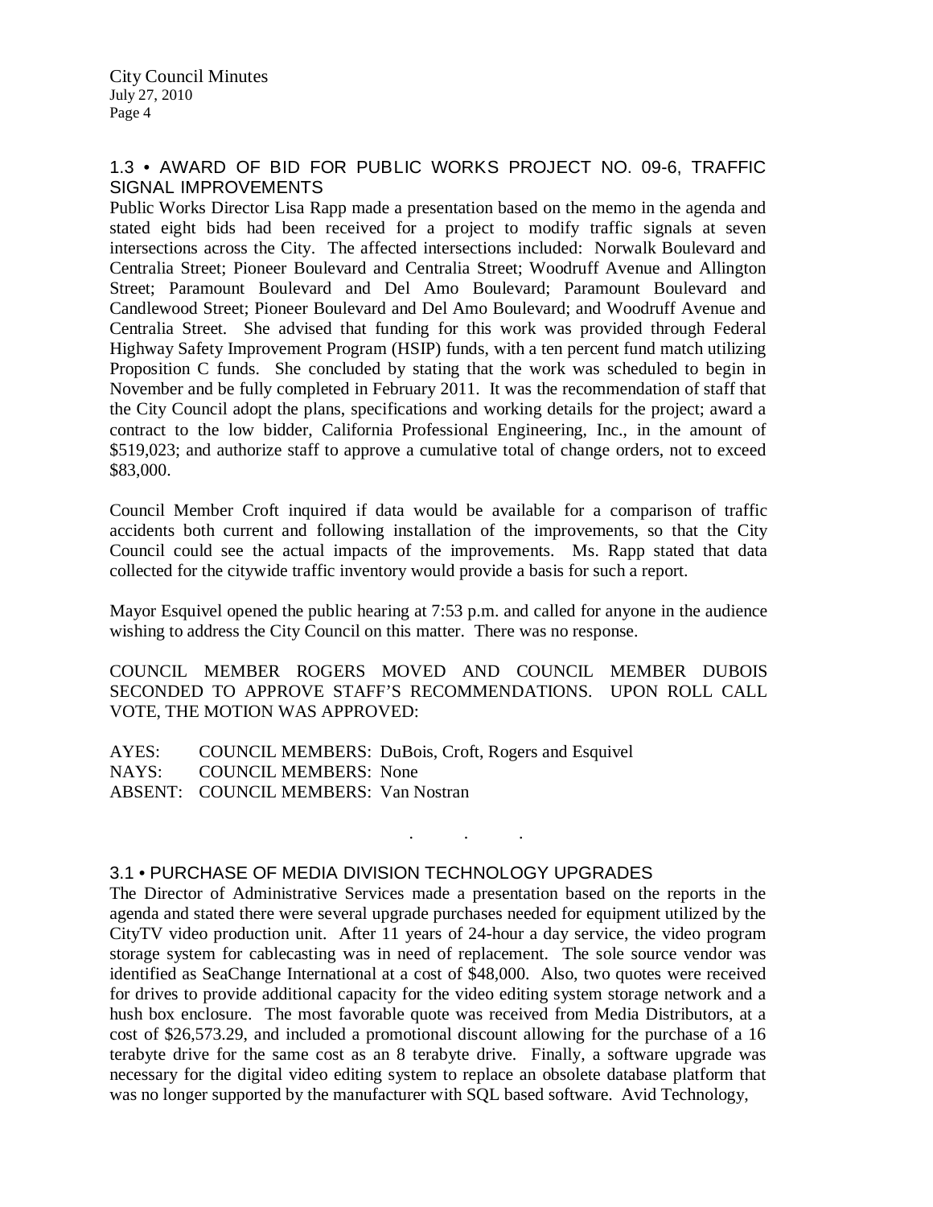## 1.3 • AWARD OF BID FOR PUBLIC WORKS PROJECT NO. 09-6, TRAFFIC SIGNAL IMPROVEMENTS

Public Works Director Lisa Rapp made a presentation based on the memo in the agenda and stated eight bids had been received for a project to modify traffic signals at seven intersections across the City. The affected intersections included: Norwalk Boulevard and Centralia Street; Pioneer Boulevard and Centralia Street; Woodruff Avenue and Allington Street; Paramount Boulevard and Del Amo Boulevard; Paramount Boulevard and Candlewood Street; Pioneer Boulevard and Del Amo Boulevard; and Woodruff Avenue and Centralia Street. She advised that funding for this work was provided through Federal Highway Safety Improvement Program (HSIP) funds, with a ten percent fund match utilizing Proposition C funds. She concluded by stating that the work was scheduled to begin in November and be fully completed in February 2011. It was the recommendation of staff that the City Council adopt the plans, specifications and working details for the project; award a contract to the low bidder, California Professional Engineering, Inc., in the amount of $519,023; and authorize staff to approve a cumulative total of change orders, not to exceed $83,000.

Council Member Croft inquired if data would be available for a comparison of traffic accidents both current and following installation of the improvements, so that the City Council could see the actual impacts of the improvements. Ms. Rapp stated that data collected for the citywide traffic inventory would provide a basis for such a report.

Mayor Esquivel opened the public hearing at 7:53 p.m. and called for anyone in the audience wishing to address the City Council on this matter. There was no response.

COUNCIL MEMBER ROGERS MOVED AND COUNCIL MEMBER DUBOIS SECONDED TO APPROVE STAFF'S RECOMMENDATIONS. UPON ROLL CALL VOTE, THE MOTION WAS APPROVED:

AYES: COUNCIL MEMBERS: DuBois, Croft, Rogers and Esquivel
NAYS: COUNCIL MEMBERS: None
ABSENT: COUNCIL MEMBERS: Van Nostran

. . .

## 3.1 • PURCHASE OF MEDIA DIVISION TECHNOLOGY UPGRADES

The Director of Administrative Services made a presentation based on the reports in the agenda and stated there were several upgrade purchases needed for equipment utilized by the CityTV video production unit. After 11 years of 24-hour a day service, the video program storage system for cablecasting was in need of replacement. The sole source vendor was identified as SeaChange International at a cost of $48,000. Also, two quotes were received for drives to provide additional capacity for the video editing system storage network and a hush box enclosure. The most favorable quote was received from Media Distributors, at a cost of $26,573.29, and included a promotional discount allowing for the purchase of a 16 terabyte drive for the same cost as an 8 terabyte drive. Finally, a software upgrade was necessary for the digital video editing system to replace an obsolete database platform that was no longer supported by the manufacturer with SQL based software. Avid Technology,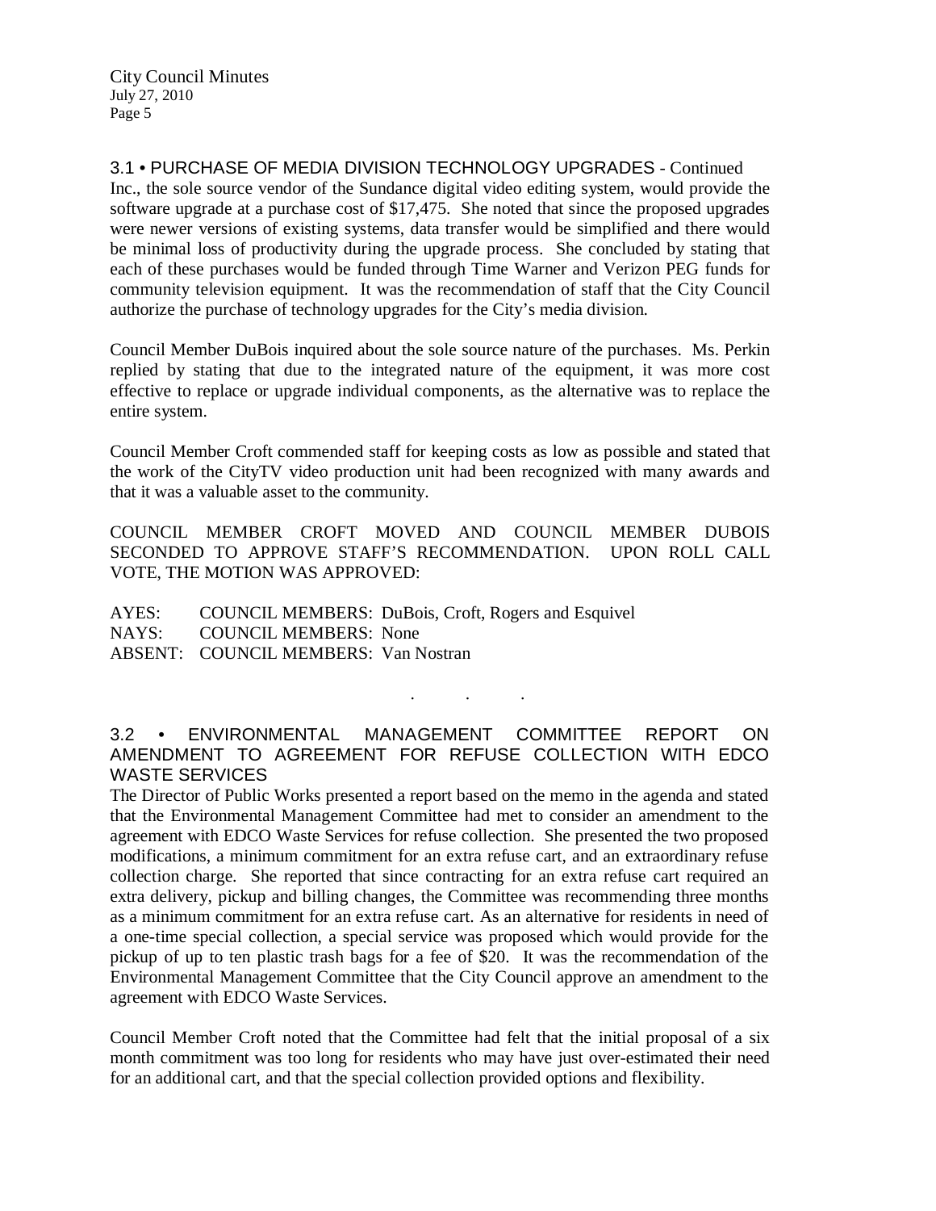3.1 • PURCHASE OF MEDIA DIVISION TECHNOLOGY UPGRADES - Continued

Inc., the sole source vendor of the Sundance digital video editing system, would provide the software upgrade at a purchase cost of $17,475. She noted that since the proposed upgrades were newer versions of existing systems, data transfer would be simplified and there would be minimal loss of productivity during the upgrade process. She concluded by stating that each of these purchases would be funded through Time Warner and Verizon PEG funds for community television equipment. It was the recommendation of staff that the City Council authorize the purchase of technology upgrades for the City's media division.

Council Member DuBois inquired about the sole source nature of the purchases. Ms. Perkin replied by stating that due to the integrated nature of the equipment, it was more cost effective to replace or upgrade individual components, as the alternative was to replace the entire system.

Council Member Croft commended staff for keeping costs as low as possible and stated that the work of the CityTV video production unit had been recognized with many awards and that it was a valuable asset to the community.

COUNCIL MEMBER CROFT MOVED AND COUNCIL MEMBER DUBOIS SECONDED TO APPROVE STAFF'S RECOMMENDATION. UPON ROLL CALL VOTE, THE MOTION WAS APPROVED:

AYES: COUNCIL MEMBERS: DuBois, Croft, Rogers and Esquivel
NAYS: COUNCIL MEMBERS: None
ABSENT: COUNCIL MEMBERS: Van Nostran

. . .

3.2 • ENVIRONMENTAL MANAGEMENT COMMITTEE REPORT ON AMENDMENT TO AGREEMENT FOR REFUSE COLLECTION WITH EDCO WASTE SERVICES

The Director of Public Works presented a report based on the memo in the agenda and stated that the Environmental Management Committee had met to consider an amendment to the agreement with EDCO Waste Services for refuse collection. She presented the two proposed modifications, a minimum commitment for an extra refuse cart, and an extraordinary refuse collection charge. She reported that since contracting for an extra refuse cart required an extra delivery, pickup and billing changes, the Committee was recommending three months as a minimum commitment for an extra refuse cart. As an alternative for residents in need of a one-time special collection, a special service was proposed which would provide for the pickup of up to ten plastic trash bags for a fee of $20. It was the recommendation of the Environmental Management Committee that the City Council approve an amendment to the agreement with EDCO Waste Services.

Council Member Croft noted that the Committee had felt that the initial proposal of a six month commitment was too long for residents who may have just over-estimated their need for an additional cart, and that the special collection provided options and flexibility.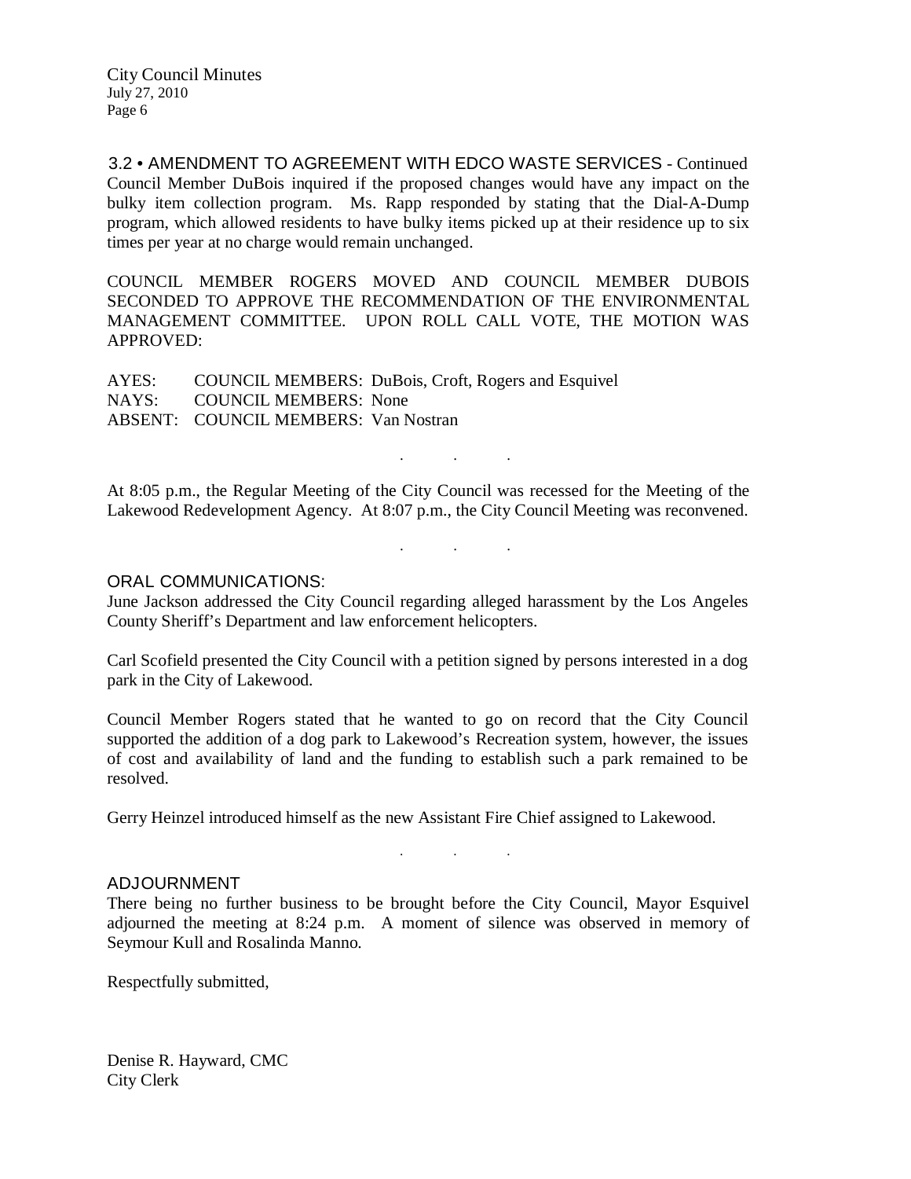3.2 • AMENDMENT TO AGREEMENT WITH EDCO WASTE SERVICES - Continued
Council Member DuBois inquired if the proposed changes would have any impact on the bulky item collection program. Ms. Rapp responded by stating that the Dial-A-Dump program, which allowed residents to have bulky items picked up at their residence up to six times per year at no charge would remain unchanged.

COUNCIL MEMBER ROGERS MOVED AND COUNCIL MEMBER DUBOIS SECONDED TO APPROVE THE RECOMMENDATION OF THE ENVIRONMENTAL MANAGEMENT COMMITTEE. UPON ROLL CALL VOTE, THE MOTION WAS APPROVED:

AYES: COUNCIL MEMBERS: DuBois, Croft, Rogers and Esquivel
NAYS: COUNCIL MEMBERS: None
ABSENT: COUNCIL MEMBERS: Van Nostran

. . .

At 8:05 p.m., the Regular Meeting of the City Council was recessed for the Meeting of the Lakewood Redevelopment Agency. At 8:07 p.m., the City Council Meeting was reconvened.

. . .

## ORAL COMMUNICATIONS:

June Jackson addressed the City Council regarding alleged harassment by the Los Angeles County Sheriff's Department and law enforcement helicopters.

Carl Scofield presented the City Council with a petition signed by persons interested in a dog park in the City of Lakewood.

Council Member Rogers stated that he wanted to go on record that the City Council supported the addition of a dog park to Lakewood's Recreation system, however, the issues of cost and availability of land and the funding to establish such a park remained to be resolved.

Gerry Heinzel introduced himself as the new Assistant Fire Chief assigned to Lakewood.

. . .

## ADJOURNMENT

There being no further business to be brought before the City Council, Mayor Esquivel adjourned the meeting at 8:24 p.m. A moment of silence was observed in memory of Seymour Kull and Rosalinda Manno.

Respectfully submitted,

Denise R. Hayward, CMC
City Clerk